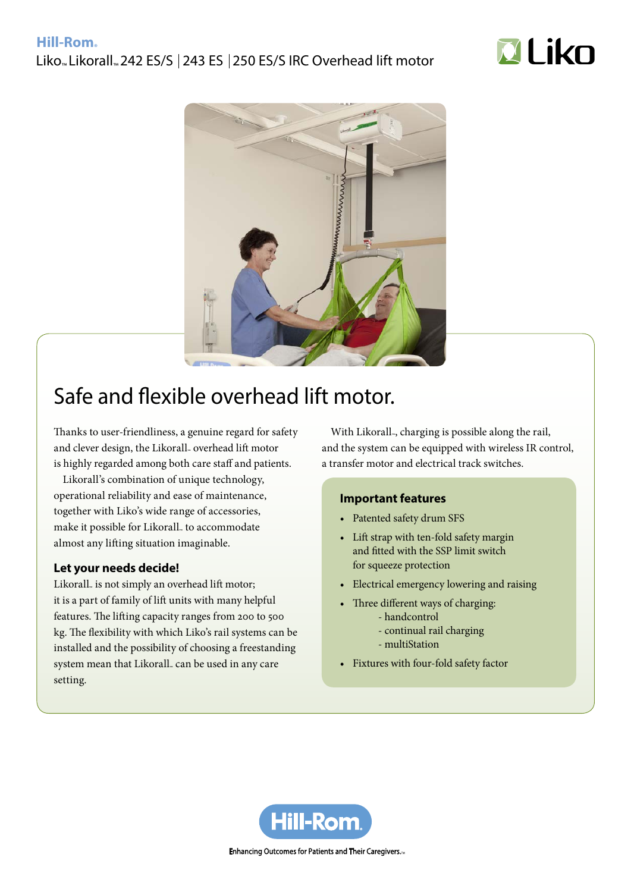Hill-Rom.

Liko™ Likorall™ 242 ES/S | 243 ES | 250 ES/S IRC Overhead lift motor

# Safe and flexible overhead lift motor.

Thanks to user-friendliness, a genuine regard for safety and clever design, the Likorall™ overhead lift motor is highly regarded among both care staff and patients.

Likorall's combination of unique technology, operational reliability and ease of maintenance, together with Liko's wide range of accessories, make it possible for Likorall™ to accommodate almost any lifting situation imaginable.

### Let your needs decide!

Likorall™ is not simply an overhead lift motor; it is a part of family of lift units with many helpful features. The lifting capacity ranges from 200 to 500 kg. The flexibility with which Liko's rail systems can be installed and the possibility of choosing a freestanding system mean that Likorall™ can be used in any care setting.

With Likorall™, charging is possible along the rail, and the system can be equipped with wireless IR control, a transfer motor and electrical track switches.

### Important features

- Patented safety drum SFS
- Lift strap with ten-fold safety margin and fitted with the SSP limit switch for squeeze protection
- Electrical emergency lowering and raising
- Three different ways of charging:
  - handcontrol
  - continual rail charging
  - multiStation
- Fixtures with four-fold safety factor

Hill-Rom.

Enhancing Outcomes for Patients and Their Caregivers.™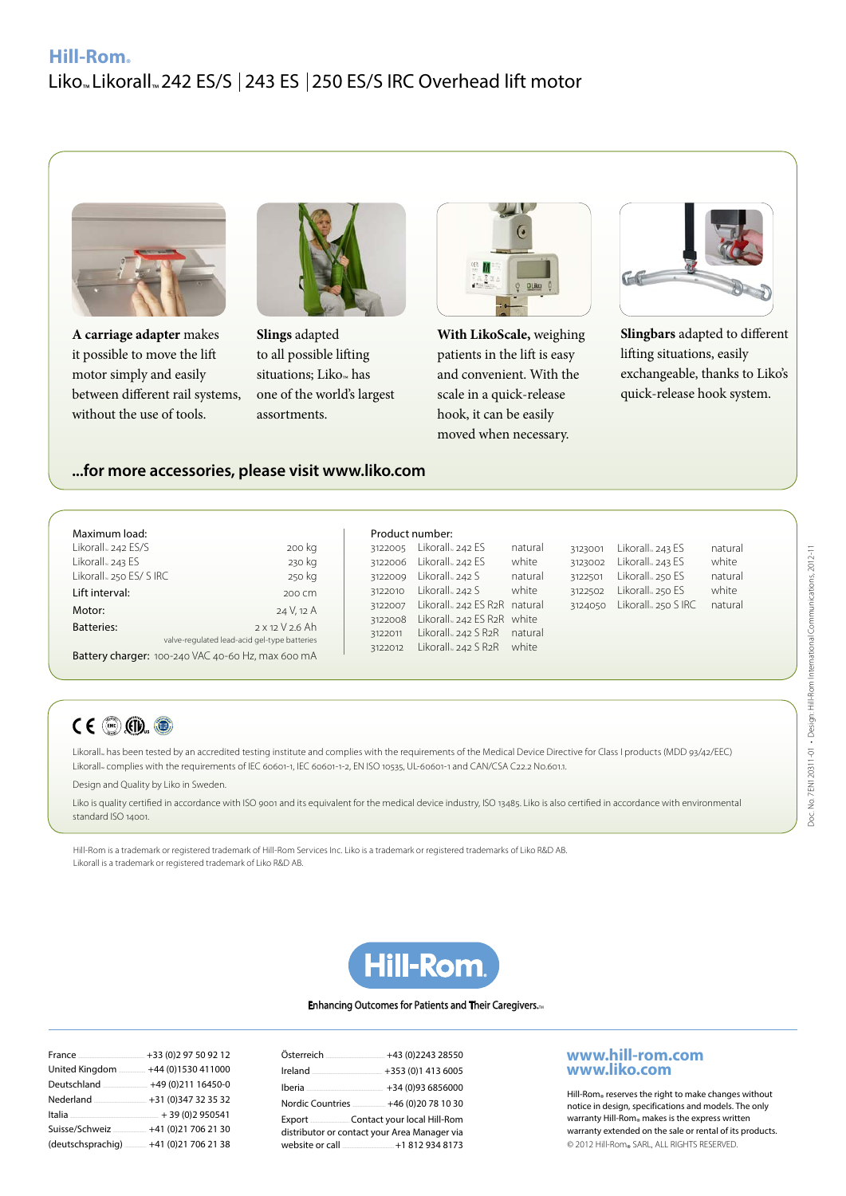**Hill-Rom**®

# Liko™ Likorall™ 242 ES/S | 243 ES | 250 ES/S IRC Overhead lift motor

**A carriage adapter** makes it possible to move the lift motor simply and easily between different rail systems, without the use of tools.

**Slings** adapted to all possible lifting situations; Liko™ has one of the world's largest assortments.

**With LikoScale,** weighing patients in the lift is easy and convenient. With the scale in a quick-release hook, it can be easily moved when necessary.

**Slingbars** adapted to different lifting situations, easily exchangeable, thanks to Liko's quick-release hook system.

**...for more accessories, please visit www.liko.com**

| | |
|---|---|
| Maximum load: | |
| Likorall™ 242 ES/S | 200 kg |
| Likorall™ 243 ES | 230 kg |
| Likorall™ 250 ES/ S IRC | 250 kg |
| Lift interval: | 200 cm |
| Motor: | 24 V, 12 A |
| Batteries: | 2 x 12 V 2.6 Ah valve-regulated lead-acid gel-type batteries |
| Battery charger: | 100-240 VAC 40-60 Hz, max 600 mA |

Product number:

| | | |
|---|---|---|
| 3122005 | Likorall™ 242 ES | natural |
| 3122006 | Likorall™ 242 ES | white |
| 3122009 | Likorall™ 242 S | natural |
| 3122010 | Likorall™ 242 S | white |
| 3122007 | Likorall™ 242 ES R2R | natural |
| 3122008 | Likorall™ 242 ES R2R | white |
| 3122011 | Likorall™ 242 S R2R | natural |
| 3122012 | Likorall™ 242 S R2R | white |
| 3123001 | Likorall™ 243 ES | natural |
| 3123002 | Likorall™ 243 ES | white |
| 3122501 | Likorall™ 250 ES | natural |
| 3122502 | Likorall™ 250 ES | white |
| 3124050 | Likorall™ 250 S IRC | natural |

Likorall™ has been tested by an accredited testing institute and complies with the requirements of the Medical Device Directive for Class I products (MDD 93/42/EEC)
Likorall™ complies with the requirements of IEC 60601-1, IEC 60601-1-2, EN ISO 10535, UL-60601-1 and CAN/CSA C22.2 No.601.1.

Design and Quality by Liko in Sweden.

Liko is quality certified in accordance with ISO 9001 and its equivalent for the medical device industry, ISO 13485. Liko is also certified in accordance with environmental standard ISO 14001.

Hill-Rom is a trademark or registered trademark of Hill-Rom Services Inc. Liko is a trademark or registered trademark of Liko R&D AB.
Likorall is a trademark or registered trademark of Liko R&D AB.

**Hill-Rom.**

Enhancing Outcomes for Patients and Their Caregivers.™

| | |
|---|---|
| France | +33 (0)2 97 50 92 12 |
| United Kingdom | +44 (0)1530 411000 |
| Deutschland | +49 (0)211 16450-0 |
| Nederland | +31 (0)347 32 35 32 |
| Italia | + 39 (0)2 950541 |
| Suisse/Schweiz | +41 (0)21 706 21 30 |
| (deutschsprachig) | +41 (0)21 706 21 38 |
| Österreich | +43 (0)2243 28550 |
| Ireland | +353 (0)1 413 6005 |
| Iberia | +34 (0)93 6856000 |
| Nordic Countries | +46 (0)20 78 10 30 |
| Export distributor or contact your Area Manager via website or call | Contact your local Hill-Rom +1 812 934 8173 |

**www.hill-rom.com**
**www.liko.com**

Hill-Rom® reserves the right to make changes without notice in design, specifications and models. The only warranty Hill-Rom® makes is the express written warranty extended on the sale or rental of its products.
© 2012 Hill-Rom® SARL, ALL RIGHTS RESERVED.

Doc. No. 7EN1 20311-01 • Design: Hill-Rom International Communications, 2012-11